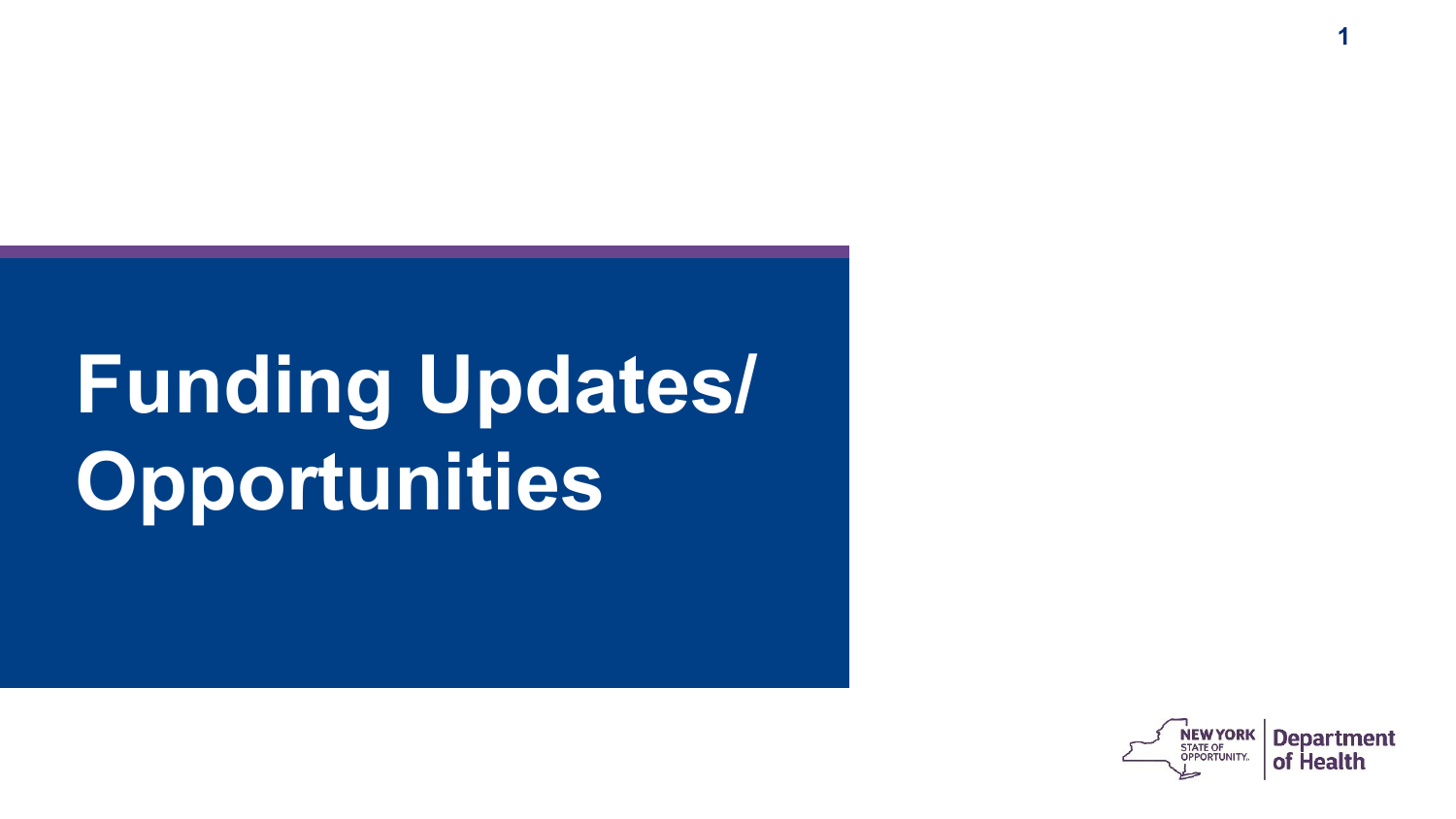# Funding Updates/ Opportunities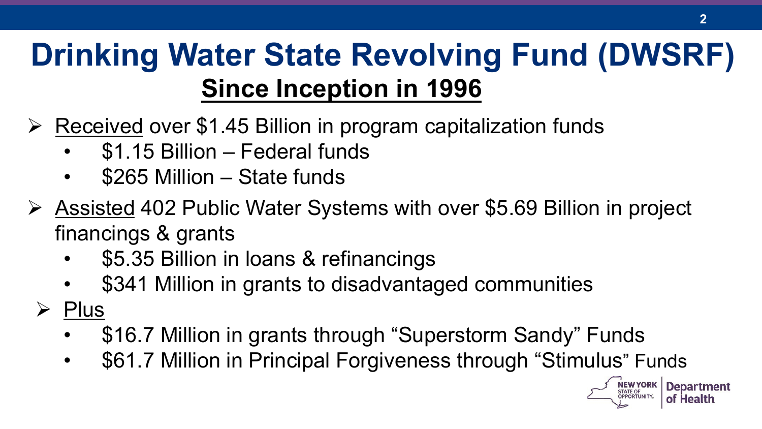# Drinking Water State Revolving Fund (DWSRF)

## Since Inception in 1996

- Received over $1.45 Billion in program capitalization funds
  - $1.15 Billion – Federal funds
  - $265 Million – State funds
- Assisted 402 Public Water Systems with over $5.69 Billion in project financings & grants
  - $5.35 Billion in loans & refinancings
  - $341 Million in grants to disadvantaged communities
- Plus
  - $16.7 Million in grants through "Superstorm Sandy" Funds
  - $61.7 Million in Principal Forgiveness through "Stimulus" Funds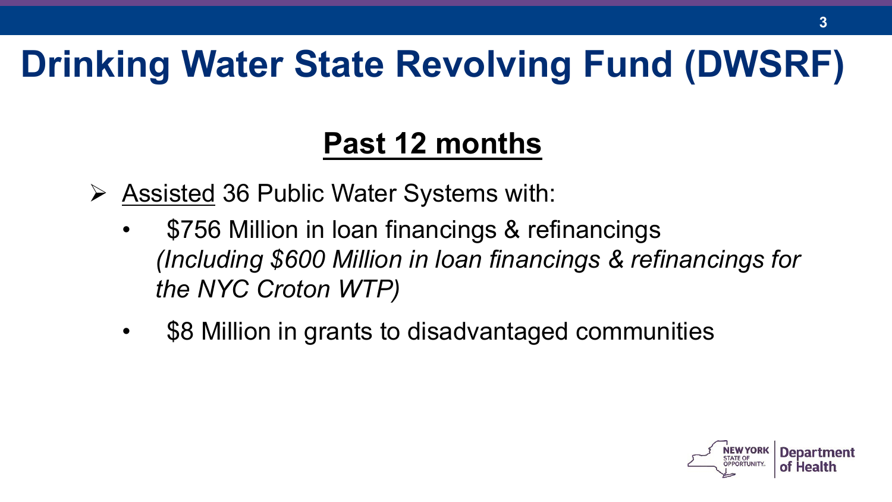# Drinking Water State Revolving Fund (DWSRF)

## Past 12 months

- Assisted 36 Public Water Systems with:
  - $756 Million in loan financings & refinancings *(Including $600 Million in loan financings & refinancings for the NYC Croton WTP)*
  - $8 Million in grants to disadvantaged communities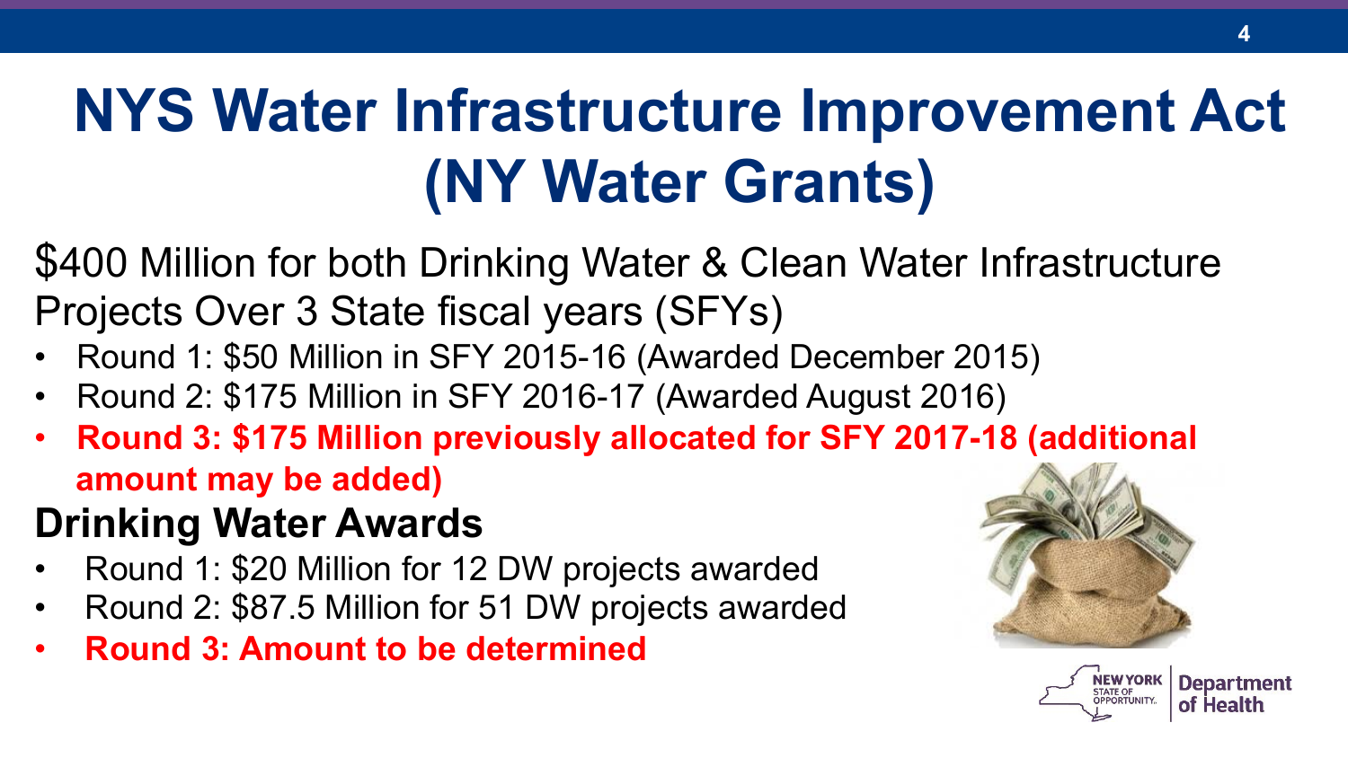# NYS Water Infrastructure Improvement Act (NY Water Grants)

$400 Million for both Drinking Water & Clean Water Infrastructure Projects Over 3 State fiscal years (SFYs)

- Round 1: $50 Million in SFY 2015-16 (Awarded December 2015)
- Round 2: $175 Million in SFY 2016-17 (Awarded August 2016)
- **Round 3: $175 Million previously allocated for SFY 2017-18 (additional amount may be added)**

## Drinking Water Awards

- Round 1: $20 Million for 12 DW projects awarded
- Round 2: $87.5 Million for 51 DW projects awarded
- **Round 3: Amount to be determined**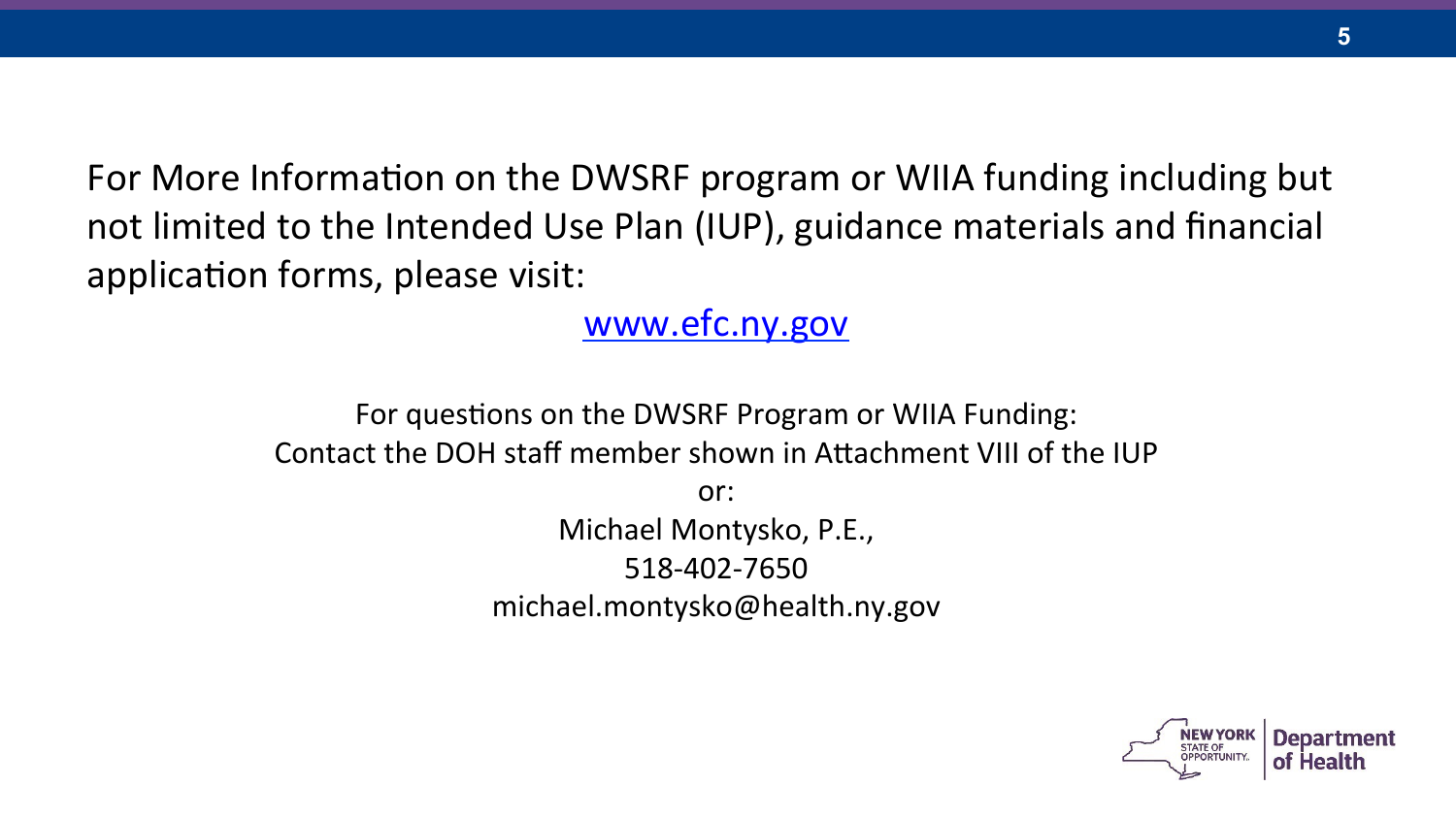For More Information on the DWSRF program or WIIA funding including but not limited to the Intended Use Plan (IUP), guidance materials and financial application forms, please visit:

[www.efc.ny.gov](http://www.efc.ny.gov)

For questions on the DWSRF Program or WIIA Funding:
Contact the DOH staff member shown in Attachment VIII of the IUP

or:

Michael Montysko, P.E.,
518-402-7650
michael.montysko@health.ny.gov